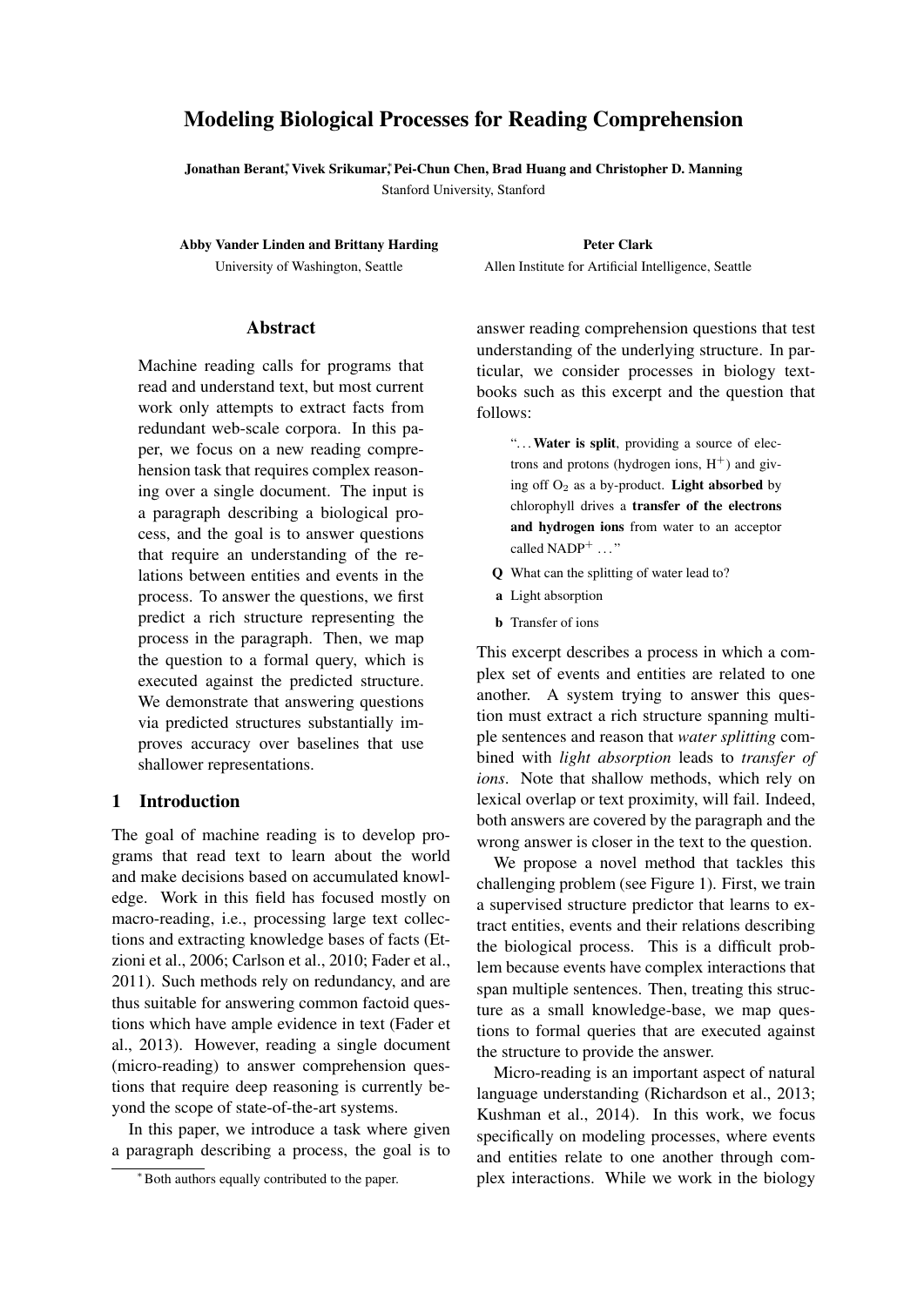# Modeling Biological Processes for Reading Comprehension

**Jonathan Berant\*, Vivek Srikumar\*, Pei-Chun Chen, Brad Huang and Christopher D. Manning**
Stanford University, Stanford

**Abby Vander Linden and Brittany Harding**
University of Washington, Seattle

**Peter Clark**
Allen Institute for Artificial Intelligence, Seattle

## Abstract

Machine reading calls for programs that read and understand text, but most current work only attempts to extract facts from redundant web-scale corpora. In this paper, we focus on a new reading comprehension task that requires complex reasoning over a single document. The input is a paragraph describing a biological process, and the goal is to answer questions that require an understanding of the relations between entities and events in the process. To answer the questions, we first predict a rich structure representing the process in the paragraph. Then, we map the question to a formal query, which is executed against the predicted structure. We demonstrate that answering questions via predicted structures substantially improves accuracy over baselines that use shallower representations.

## 1 Introduction

The goal of machine reading is to develop programs that read text to learn about the world and make decisions based on accumulated knowledge. Work in this field has focused mostly on macro-reading, i.e., processing large text collections and extracting knowledge bases of facts (Etzioni et al., 2006; Carlson et al., 2010; Fader et al., 2011). Such methods rely on redundancy, and are thus suitable for answering common factoid questions which have ample evidence in text (Fader et al., 2013). However, reading a single document (micro-reading) to answer comprehension questions that require deep reasoning is currently beyond the scope of state-of-the-art systems.

In this paper, we introduce a task where given a paragraph describing a process, the goal is to answer reading comprehension questions that test understanding of the underlying structure. In particular, we consider processes in biology textbooks such as this excerpt and the question that follows:

> "…**Water is split**, providing a source of electrons and protons (hydrogen ions, $H^+$) and giving off $O_2$ as a by-product. **Light absorbed** by chlorophyll drives a **transfer of the electrons and hydrogen ions** from water to an acceptor called $NADP^+$ …"

**Q** What can the splitting of water lead to?

**a** Light absorption

**b** Transfer of ions

This excerpt describes a process in which a complex set of events and entities are related to one another. A system trying to answer this question must extract a rich structure spanning multiple sentences and reason that *water splitting* combined with *light absorption* leads to *transfer of ions*. Note that shallow methods, which rely on lexical overlap or text proximity, will fail. Indeed, both answers are covered by the paragraph and the wrong answer is closer in the text to the question.

We propose a novel method that tackles this challenging problem (see Figure 1). First, we train a supervised structure predictor that learns to extract entities, events and their relations describing the biological process. This is a difficult problem because events have complex interactions that span multiple sentences. Then, treating this structure as a small knowledge-base, we map questions to formal queries that are executed against the structure to provide the answer.

Micro-reading is an important aspect of natural language understanding (Richardson et al., 2013; Kushman et al., 2014). In this work, we focus specifically on modeling processes, where events and entities relate to one another through complex interactions. While we work in the biology

\*Both authors equally contributed to the paper.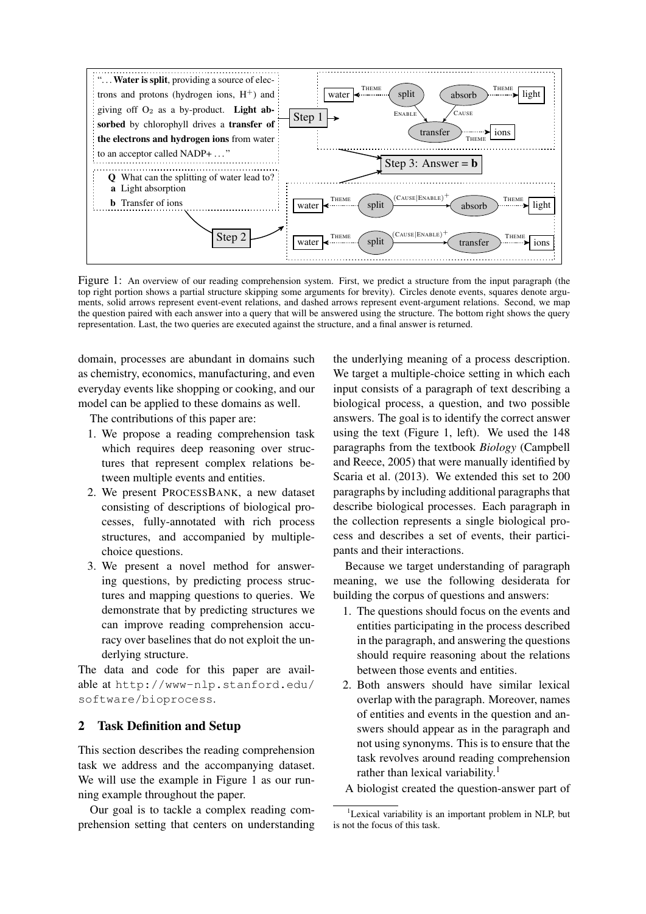"...**Water is split**, providing a source of electrons and protons (hydrogen ions, $H^+$) and giving off $O_2$ as a by-product. **Light absorbed** by chlorophyll drives a **transfer of the electrons and hydrogen ions** from water to an acceptor called NADP+ ..."

**Q** What can the splitting of water lead to?
**a** Light absorption
**b** Transfer of ions

Figure 1: An overview of our reading comprehension system. First, we predict a structure from the input paragraph (the top right portion shows a partial structure skipping some arguments for brevity). Circles denote events, squares denote arguments, solid arrows represent event-event relations, and dashed arrows represent event-argument relations. Second, we map the question paired with each answer into a query that will be answered using the structure. The bottom right shows the query representation. Last, the two queries are executed against the structure, and a final answer is returned.

domain, processes are abundant in domains such as chemistry, economics, manufacturing, and even everyday events like shopping or cooking, and our model can be applied to these domains as well.

The contributions of this paper are:

1. We propose a reading comprehension task which requires deep reasoning over structures that represent complex relations between multiple events and entities.
2. We present PROCESSBANK, a new dataset consisting of descriptions of biological processes, fully-annotated with rich process structures, and accompanied by multiple-choice questions.
3. We present a novel method for answering questions, by predicting process structures and mapping questions to queries. We demonstrate that by predicting structures we can improve reading comprehension accuracy over baselines that do not exploit the underlying structure.

The data and code for this paper are available at `http://www-nlp.stanford.edu/software/bioprocess`.

## 2 Task Definition and Setup

This section describes the reading comprehension task we address and the accompanying dataset. We will use the example in Figure 1 as our running example throughout the paper.

Our goal is to tackle a complex reading comprehension setting that centers on understanding the underlying meaning of a process description. We target a multiple-choice setting in which each input consists of a paragraph of text describing a biological process, a question, and two possible answers. The goal is to identify the correct answer using the text (Figure 1, left). We used the 148 paragraphs from the textbook *Biology* (Campbell and Reece, 2005) that were manually identified by Scaria et al. (2013). We extended this set to 200 paragraphs by including additional paragraphs that describe biological processes. Each paragraph in the collection represents a single biological process and describes a set of events, their participants and their interactions.

Because we target understanding of paragraph meaning, we use the following desiderata for building the corpus of questions and answers:

1. The questions should focus on the events and entities participating in the process described in the paragraph, and answering the questions should require reasoning about the relations between those events and entities.
2. Both answers should have similar lexical overlap with the paragraph. Moreover, names of entities and events in the question and answers should appear as in the paragraph and not using synonyms. This is to ensure that the task revolves around reading comprehension rather than lexical variability.[1]

A biologist created the question-answer part of

[1] Lexical variability is an important problem in NLP, but is not the focus of this task.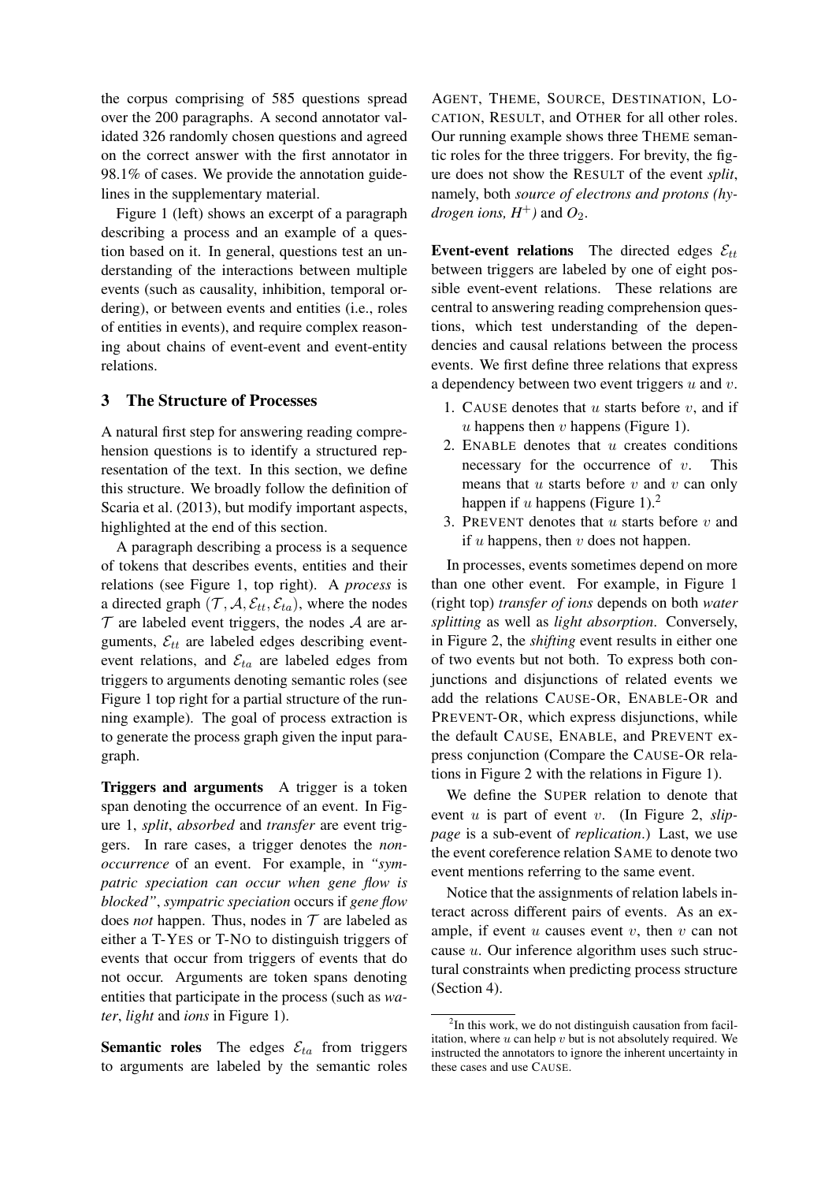the corpus comprising of 585 questions spread over the 200 paragraphs. A second annotator validated 326 randomly chosen questions and agreed on the correct answer with the first annotator in 98.1% of cases. We provide the annotation guidelines in the supplementary material.

Figure 1 (left) shows an excerpt of a paragraph describing a process and an example of a question based on it. In general, questions test an understanding of the interactions between multiple events (such as causality, inhibition, temporal ordering), or between events and entities (i.e., roles of entities in events), and require complex reasoning about chains of event-event and event-entity relations.

## 3 The Structure of Processes

A natural first step for answering reading comprehension questions is to identify a structured representation of the text. In this section, we define this structure. We broadly follow the definition of Scaria et al. (2013), but modify important aspects, highlighted at the end of this section.

A paragraph describing a process is a sequence of tokens that describes events, entities and their relations (see Figure 1, top right). A *process* is a directed graph $(\mathcal{T}, \mathcal{A}, \mathcal{E}_{tt}, \mathcal{E}_{ta})$, where the nodes $\mathcal{T}$ are labeled event triggers, the nodes $\mathcal{A}$ are arguments, $\mathcal{E}_{tt}$ are labeled edges describing event-event relations, and $\mathcal{E}_{ta}$ are labeled edges from triggers to arguments denoting semantic roles (see Figure 1 top right for a partial structure of the running example). The goal of process extraction is to generate the process graph given the input paragraph.

**Triggers and arguments** A trigger is a token span denoting the occurrence of an event. In Figure 1, *split*, *absorbed* and *transfer* are event triggers. In rare cases, a trigger denotes the *non-occurrence* of an event. For example, in *"sympatric speciation can occur when gene flow is blocked"*, *sympatric speciation* occurs if *gene flow* does *not* happen. Thus, nodes in $\mathcal{T}$ are labeled as either a T-YES or T-NO to distinguish triggers of events that occur from triggers of events that do not occur. Arguments are token spans denoting entities that participate in the process (such as *water*, *light* and *ions* in Figure 1).

**Semantic roles** The edges $\mathcal{E}_{ta}$ from triggers to arguments are labeled by the semantic roles AGENT, THEME, SOURCE, DESTINATION, LOCATION, RESULT, and OTHER for all other roles. Our running example shows three THEME semantic roles for the three triggers. For brevity, the figure does not show the RESULT of the event *split*, namely, both *source of electrons and protons (hydrogen ions, $H^+$)* and $O_2$.

**Event-event relations** The directed edges $\mathcal{E}_{tt}$ between triggers are labeled by one of eight possible event-event relations. These relations are central to answering reading comprehension questions, which test understanding of the dependencies and causal relations between the process events. We first define three relations that express a dependency between two event triggers $u$ and $v$.

1. CAUSE denotes that $u$ starts before $v$, and if $u$ happens then $v$ happens (Figure 1).
2. ENABLE denotes that $u$ creates conditions necessary for the occurrence of $v$. This means that $u$ starts before $v$ and $v$ can only happen if $u$ happens (Figure 1).[2]
3. PREVENT denotes that $u$ starts before $v$ and if $u$ happens, then $v$ does not happen.

In processes, events sometimes depend on more than one other event. For example, in Figure 1 (right top) *transfer of ions* depends on both *water splitting* as well as *light absorption*. Conversely, in Figure 2, the *shifting* event results in either one of two events but not both. To express both conjunctions and disjunctions of related events we add the relations CAUSE-OR, ENABLE-OR and PREVENT-OR, which express disjunctions, while the default CAUSE, ENABLE, and PREVENT express conjunction (Compare the CAUSE-OR relations in Figure 2 with the relations in Figure 1).

We define the SUPER relation to denote that event $u$ is part of event $v$. (In Figure 2, *slippage* is a sub-event of *replication*.) Last, we use the event coreference relation SAME to denote two event mentions referring to the same event.

Notice that the assignments of relation labels interact across different pairs of events. As an example, if event $u$ causes event $v$, then $v$ can not cause $u$. Our inference algorithm uses such structural constraints when predicting process structure (Section 4).

[2] In this work, we do not distinguish causation from facilitation, where $u$ can help $v$ but is not absolutely required. We instructed the annotators to ignore the inherent uncertainty in these cases and use CAUSE.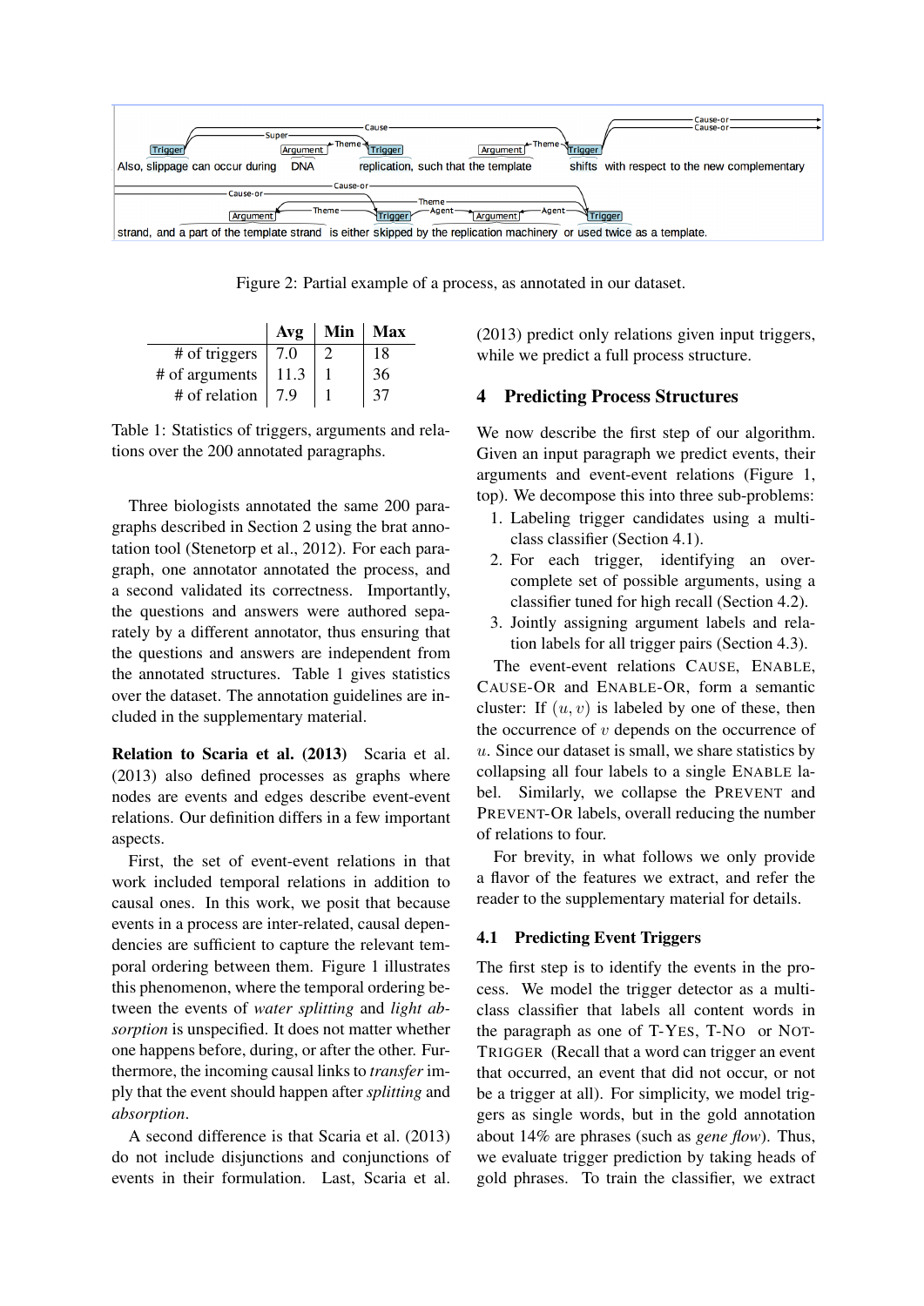Figure 2: Partial example of a process, as annotated in our dataset.

| | Avg | Min | Max |
|---|---|---|---|
| # of triggers | 7.0 | 2 | 18 |
| # of arguments | 11.3 | 1 | 36 |
| # of relation | 7.9 | 1 | 37 |

Table 1: Statistics of triggers, arguments and relations over the 200 annotated paragraphs.

Three biologists annotated the same 200 paragraphs described in Section 2 using the brat annotation tool (Stenetorp et al., 2012). For each paragraph, one annotator annotated the process, and a second validated its correctness. Importantly, the questions and answers were authored separately by a different annotator, thus ensuring that the questions and answers are independent from the annotated structures. Table 1 gives statistics over the dataset. The annotation guidelines are included in the supplementary material.

**Relation to Scaria et al. (2013)** Scaria et al. (2013) also defined processes as graphs where nodes are events and edges describe event-event relations. Our definition differs in a few important aspects.

First, the set of event-event relations in that work included temporal relations in addition to causal ones. In this work, we posit that because events in a process are inter-related, causal dependencies are sufficient to capture the relevant temporal ordering between them. Figure 1 illustrates this phenomenon, where the temporal ordering between the events of *water splitting* and *light absorption* is unspecified. It does not matter whether one happens before, during, or after the other. Furthermore, the incoming causal links to *transfer* imply that the event should happen after *splitting* and *absorption*.

A second difference is that Scaria et al. (2013) do not include disjunctions and conjunctions of events in their formulation. Last, Scaria et al. (2013) predict only relations given input triggers, while we predict a full process structure.

## 4 Predicting Process Structures

We now describe the first step of our algorithm. Given an input paragraph we predict events, their arguments and event-event relations (Figure 1, top). We decompose this into three sub-problems:

1. Labeling trigger candidates using a multi-class classifier (Section 4.1).
2. For each trigger, identifying an over-complete set of possible arguments, using a classifier tuned for high recall (Section 4.2).
3. Jointly assigning argument labels and relation labels for all trigger pairs (Section 4.3).

The event-event relations CAUSE, ENABLE, CAUSE-OR and ENABLE-OR, form a semantic cluster: If $(u, v)$ is labeled by one of these, then the occurrence of $v$ depends on the occurrence of $u$. Since our dataset is small, we share statistics by collapsing all four labels to a single ENABLE label. Similarly, we collapse the PREVENT and PREVENT-OR labels, overall reducing the number of relations to four.

For brevity, in what follows we only provide a flavor of the features we extract, and refer the reader to the supplementary material for details.

### 4.1 Predicting Event Triggers

The first step is to identify the events in the process. We model the trigger detector as a multi-class classifier that labels all content words in the paragraph as one of T-YES, T-NO or NOT-TRIGGER (Recall that a word can trigger an event that occurred, an event that did not occur, or not be a trigger at all). For simplicity, we model triggers as single words, but in the gold annotation about 14% are phrases (such as *gene flow*). Thus, we evaluate trigger prediction by taking heads of gold phrases. To train the classifier, we extract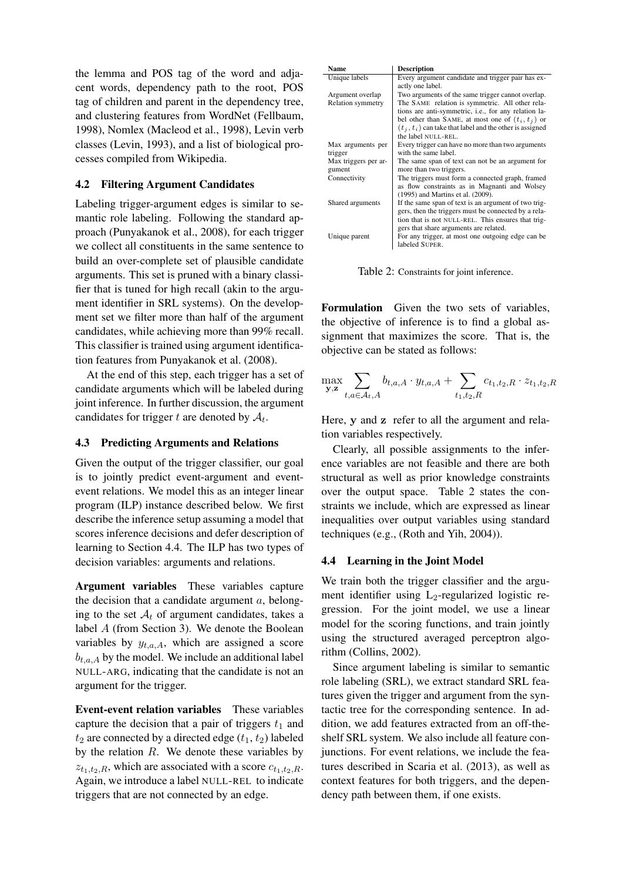the lemma and POS tag of the word and adjacent words, dependency path to the root, POS tag of children and parent in the dependency tree, and clustering features from WordNet (Fellbaum, 1998), Nomlex (Macleod et al., 1998), Levin verb classes (Levin, 1993), and a list of biological processes compiled from Wikipedia.

### 4.2 Filtering Argument Candidates

Labeling trigger-argument edges is similar to semantic role labeling. Following the standard approach (Punyakanok et al., 2008), for each trigger we collect all constituents in the same sentence to build an over-complete set of plausible candidate arguments. This set is pruned with a binary classifier that is tuned for high recall (akin to the argument identifier in SRL systems). On the development set we filter more than half of the argument candidates, while achieving more than 99% recall. This classifier is trained using argument identification features from Punyakanok et al. (2008).

At the end of this step, each trigger has a set of candidate arguments which will be labeled during joint inference. In further discussion, the argument candidates for trigger $t$ are denoted by $\mathcal{A}_t$.

### 4.3 Predicting Arguments and Relations

Given the output of the trigger classifier, our goal is to jointly predict event-argument and event-event relations. We model this as an integer linear program (ILP) instance described below. We first describe the inference setup assuming a model that scores inference decisions and defer description of learning to Section 4.4. The ILP has two types of decision variables: arguments and relations.

**Argument variables** These variables capture the decision that a candidate argument $a$, belonging to the set $\mathcal{A}_t$ of argument candidates, takes a label $A$ (from Section 3). We denote the Boolean variables by $y_{t,a,A}$, which are assigned a score $b_{t,a,A}$ by the model. We include an additional label NULL-ARG, indicating that the candidate is not an argument for the trigger.

**Event-event relation variables** These variables capture the decision that a pair of triggers $t_1$ and $t_2$ are connected by a directed edge ($t_1$, $t_2$) labeled by the relation $R$. We denote these variables by $z_{t_1,t_2,R}$, which are associated with a score $c_{t_1,t_2,R}$. Again, we introduce a label NULL-REL to indicate triggers that are not connected by an edge.

| Name | Description |
|---|---|
| Unique labels | Every argument candidate and trigger pair has exactly one label. |
| Argument overlap | Two arguments of the same trigger cannot overlap. |
| Relation symmetry | The SAME relation is symmetric. All other relations are anti-symmetric, i.e., for any relation label other than SAME, at most one of $(t_i, t_j)$ or $(t_j, t_i)$ can take that label and the other is assigned the label NULL-REL. |
| Max arguments per trigger | Every trigger can have no more than two arguments with the same label. |
| Max triggers per argument | The same span of text can not be an argument for more than two triggers. |
| Connectivity | The triggers must form a connected graph, framed as flow constraints as in Magnanti and Wolsey (1995) and Martins et al. (2009). |
| Shared arguments | If the same span of text is an argument of two triggers, then the triggers must be connected by a relation that is not NULL-REL. This ensures that triggers that share arguments are related. |
| Unique parent | For any trigger, at most one outgoing edge can be labeled SUPER. |

Table 2: Constraints for joint inference.

**Formulation** Given the two sets of variables, the objective of inference is to find a global assignment that maximizes the score. That is, the objective can be stated as follows:

$$\max_{\mathbf{y},\mathbf{z}} \sum_{t,a \in \mathcal{A}_t, A} b_{t,a,A} \cdot y_{t,a,A} + \sum_{t_1,t_2,R} c_{t_1,t_2,R} \cdot z_{t_1,t_2,R}$$

Here, $\mathbf{y}$ and $\mathbf{z}$ refer to all the argument and relation variables respectively.

Clearly, all possible assignments to the inference variables are not feasible and there are both structural as well as prior knowledge constraints over the output space. Table 2 states the constraints we include, which are expressed as linear inequalities over output variables using standard techniques (e.g., (Roth and Yih, 2004)).

### 4.4 Learning in the Joint Model

We train both the trigger classifier and the argument identifier using $L_2$-regularized logistic regression. For the joint model, we use a linear model for the scoring functions, and train jointly using the structured averaged perceptron algorithm (Collins, 2002).

Since argument labeling is similar to semantic role labeling (SRL), we extract standard SRL features given the trigger and argument from the syntactic tree for the corresponding sentence. In addition, we add features extracted from an off-the-shelf SRL system. We also include all feature conjunctions. For event relations, we include the features described in Scaria et al. (2013), as well as context features for both triggers, and the dependency path between them, if one exists.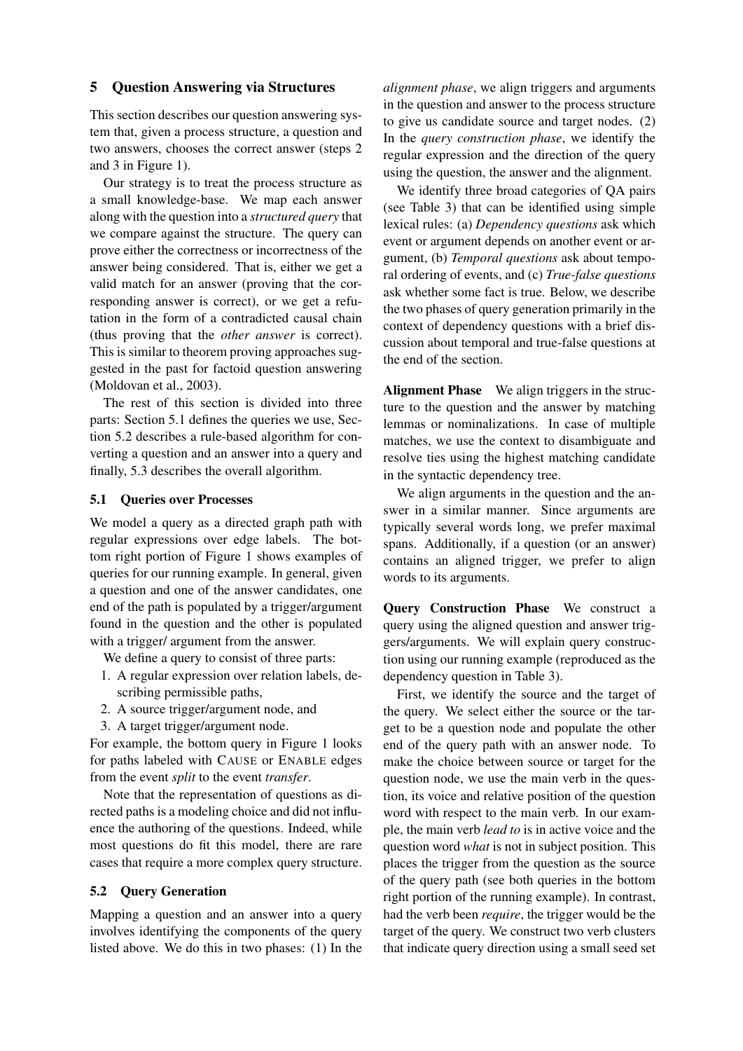## 5 Question Answering via Structures

This section describes our question answering system that, given a process structure, a question and two answers, chooses the correct answer (steps 2 and 3 in Figure 1).

Our strategy is to treat the process structure as a small knowledge-base. We map each answer along with the question into a *structured query* that we compare against the structure. The query can prove either the correctness or incorrectness of the answer being considered. That is, either we get a valid match for an answer (proving that the corresponding answer is correct), or we get a refutation in the form of a contradicted causal chain (thus proving that the *other answer* is correct). This is similar to theorem proving approaches suggested in the past for factoid question answering (Moldovan et al., 2003).

The rest of this section is divided into three parts: Section 5.1 defines the queries we use, Section 5.2 describes a rule-based algorithm for converting a question and an answer into a query and finally, 5.3 describes the overall algorithm.

### 5.1 Queries over Processes

We model a query as a directed graph path with regular expressions over edge labels. The bottom right portion of Figure 1 shows examples of queries for our running example. In general, given a question and one of the answer candidates, one end of the path is populated by a trigger/argument found in the question and the other is populated with a trigger/ argument from the answer.

We define a query to consist of three parts:

1. A regular expression over relation labels, describing permissible paths,
2. A source trigger/argument node, and
3. A target trigger/argument node.

For example, the bottom query in Figure 1 looks for paths labeled with CAUSE or ENABLE edges from the event *split* to the event *transfer*.

Note that the representation of questions as directed paths is a modeling choice and did not influence the authoring of the questions. Indeed, while most questions do fit this model, there are rare cases that require a more complex query structure.

### 5.2 Query Generation

Mapping a question and an answer into a query involves identifying the components of the query listed above. We do this in two phases: (1) In the *alignment phase*, we align triggers and arguments in the question and answer to the process structure to give us candidate source and target nodes. (2) In the *query construction phase*, we identify the regular expression and the direction of the query using the question, the answer and the alignment.

We identify three broad categories of QA pairs (see Table 3) that can be identified using simple lexical rules: (a) *Dependency questions* ask which event or argument depends on another event or argument, (b) *Temporal questions* ask about temporal ordering of events, and (c) *True-false questions* ask whether some fact is true. Below, we describe the two phases of query generation primarily in the context of dependency questions with a brief discussion about temporal and true-false questions at the end of the section.

**Alignment Phase** We align triggers in the structure to the question and the answer by matching lemmas or nominalizations. In case of multiple matches, we use the context to disambiguate and resolve ties using the highest matching candidate in the syntactic dependency tree.

We align arguments in the question and the answer in a similar manner. Since arguments are typically several words long, we prefer maximal spans. Additionally, if a question (or an answer) contains an aligned trigger, we prefer to align words to its arguments.

**Query Construction Phase** We construct a query using the aligned question and answer triggers/arguments. We will explain query construction using our running example (reproduced as the dependency question in Table 3).

First, we identify the source and the target of the query. We select either the source or the target to be a question node and populate the other end of the query path with an answer node. To make the choice between source or target for the question node, we use the main verb in the question, its voice and relative position of the question word with respect to the main verb. In our example, the main verb *lead to* is in active voice and the question word *what* is not in subject position. This places the trigger from the question as the source of the query path (see both queries in the bottom right portion of the running example). In contrast, had the verb been *require*, the trigger would be the target of the query. We construct two verb clusters that indicate query direction using a small seed set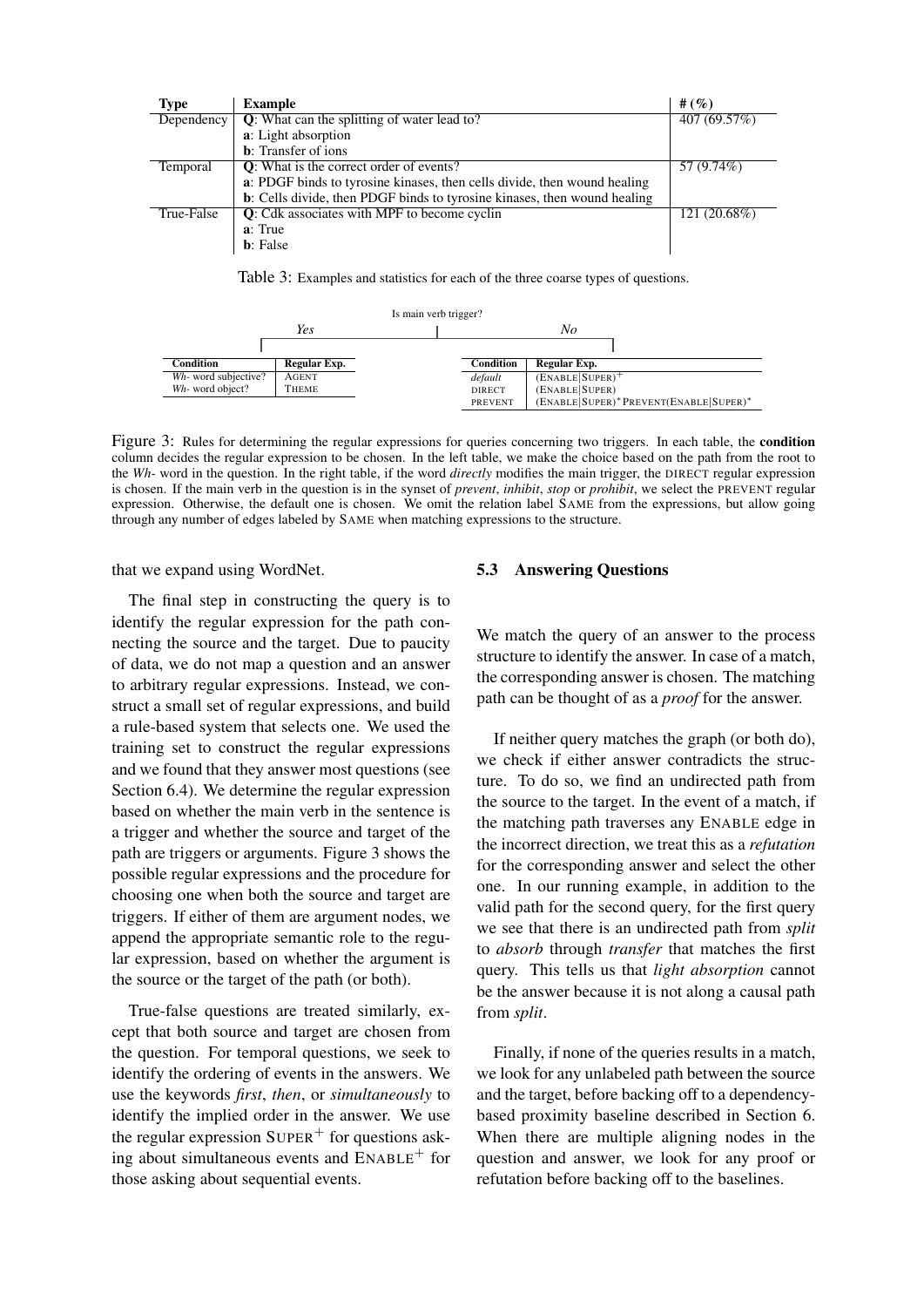| Type | Example | # (%) |
|---|---|---|
| Dependency | **Q**: What can the splitting of water lead to? | 407 (69.57%) |
| | **a**: Light absorption | |
| | **b**: Transfer of ions | |
| Temporal | **Q**: What is the correct order of events? | 57 (9.74%) |
| | **a**: PDGF binds to tyrosine kinases, then cells divide, then wound healing | |
| | **b**: Cells divide, then PDGF binds to tyrosine kinases, then wound healing | |
| True-False | **Q**: Cdk associates with MPF to become cyclin | 121 (20.68%) |
| | **a**: True | |
| | **b**: False | |

Table 3: Examples and statistics for each of the three coarse types of questions.

Is main verb trigger?

*Yes*

| Condition | Regular Exp. |
|---|---|
| *Wh-* word subjective? | AGENT |
| *Wh-* word object? | THEME |

*No*

| Condition | Regular Exp. |
|---|---|
| *default* | $(\text{ENABLE}\|\text{SUPER})^+$ |
| DIRECT | (ENABLE\|SUPER) |
| PREVENT | $(\text{ENABLE}\|\text{SUPER})^*$ PREVENT(ENABLE\|SUPER)$^*$ |

Figure 3: Rules for determining the regular expressions for queries concerning two triggers. In each table, the **condition** column decides the regular expression to be chosen. In the left table, we make the choice based on the path from the root to the *Wh-* word in the question. In the right table, if the word *directly* modifies the main trigger, the DIRECT regular expression is chosen. If the main verb in the question is in the synset of *prevent*, *inhibit*, *stop* or *prohibit*, we select the PREVENT regular expression. Otherwise, the default one is chosen. We omit the relation label SAME from the expressions, but allow going through any number of edges labeled by SAME when matching expressions to the structure.

that we expand using WordNet.

The final step in constructing the query is to identify the regular expression for the path connecting the source and the target. Due to paucity of data, we do not map a question and an answer to arbitrary regular expressions. Instead, we construct a small set of regular expressions, and build a rule-based system that selects one. We used the training set to construct the regular expressions and we found that they answer most questions (see Section 6.4). We determine the regular expression based on whether the main verb in the sentence is a trigger and whether the source and target of the path are triggers or arguments. Figure 3 shows the possible regular expressions and the procedure for choosing one when both the source and target are triggers. If either of them are argument nodes, we append the appropriate semantic role to the regular expression, based on whether the argument is the source or the target of the path (or both).

True-false questions are treated similarly, except that both source and target are chosen from the question. For temporal questions, we seek to identify the ordering of events in the answers. We use the keywords *first*, *then*, or *simultaneously* to identify the implied order in the answer. We use the regular expression $\text{SUPER}^+$ for questions asking about simultaneous events and $\text{ENABLE}^+$ for those asking about sequential events.

### 5.3 Answering Questions

We match the query of an answer to the process structure to identify the answer. In case of a match, the corresponding answer is chosen. The matching path can be thought of as a *proof* for the answer.

If neither query matches the graph (or both do), we check if either answer contradicts the structure. To do so, we find an undirected path from the source to the target. In the event of a match, if the matching path traverses any ENABLE edge in the incorrect direction, we treat this as a *refutation* for the corresponding answer and select the other one. In our running example, in addition to the valid path for the second query, for the first query we see that there is an undirected path from *split* to *absorb* through *transfer* that matches the first query. This tells us that *light absorption* cannot be the answer because it is not along a causal path from *split*.

Finally, if none of the queries results in a match, we look for any unlabeled path between the source and the target, before backing off to a dependency-based proximity baseline described in Section 6. When there are multiple aligning nodes in the question and answer, we look for any proof or refutation before backing off to the baselines.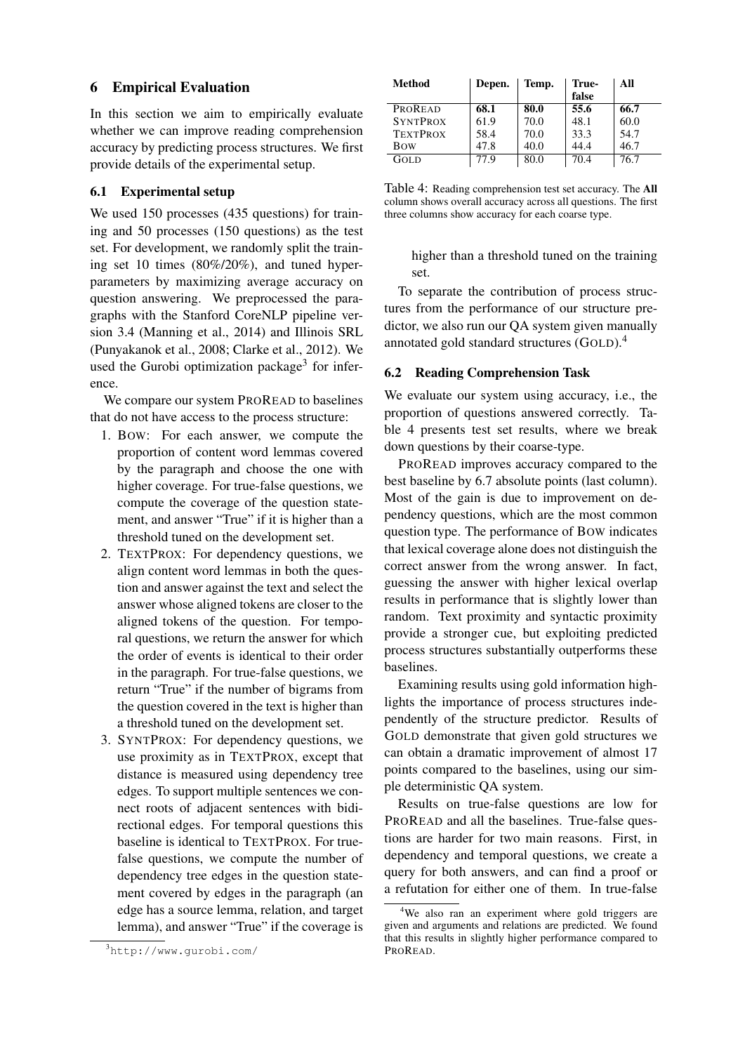## 6 Empirical Evaluation

In this section we aim to empirically evaluate whether we can improve reading comprehension accuracy by predicting process structures. We first provide details of the experimental setup.

### 6.1 Experimental setup

We used 150 processes (435 questions) for training and 50 processes (150 questions) as the test set. For development, we randomly split the training set 10 times (80%/20%), and tuned hyperparameters by maximizing average accuracy on question answering. We preprocessed the paragraphs with the Stanford CoreNLP pipeline version 3.4 (Manning et al., 2014) and Illinois SRL (Punyakanok et al., 2008; Clarke et al., 2012). We used the Gurobi optimization package[3] for inference.

We compare our system PROREAD to baselines that do not have access to the process structure:

1. BOW: For each answer, we compute the proportion of content word lemmas covered by the paragraph and choose the one with higher coverage. For true-false questions, we compute the coverage of the question statement, and answer "True" if it is higher than a threshold tuned on the development set.
2. TEXTPROX: For dependency questions, we align content word lemmas in both the question and answer against the text and select the answer whose aligned tokens are closer to the aligned tokens of the question. For temporal questions, we return the answer for which the order of events is identical to their order in the paragraph. For true-false questions, we return "True" if the number of bigrams from the question covered in the text is higher than a threshold tuned on the development set.
3. SYNTPROX: For dependency questions, we use proximity as in TEXTPROX, except that distance is measured using dependency tree edges. To support multiple sentences we connect roots of adjacent sentences with bidirectional edges. For temporal questions this baseline is identical to TEXTPROX. For true-false questions, we compute the number of dependency tree edges in the question statement covered by edges in the paragraph (an edge has a source lemma, relation, and target lemma), and answer "True" if the coverage is higher than a threshold tuned on the training set.

To separate the contribution of process structures from the performance of our structure predictor, we also run our QA system given manually annotated gold standard structures (GOLD).[4]

| Method | Depen. | Temp. | True-false | All |
|---|---|---|---|---|
| PROREAD | **68.1** | **80.0** | **55.6** | **66.7** |
| SYNTPROX | 61.9 | 70.0 | 48.1 | 60.0 |
| TEXTPROX | 58.4 | 70.0 | 33.3 | 54.7 |
| BOW | 47.8 | 40.0 | 44.4 | 46.7 |
| GOLD | 77.9 | 80.0 | 70.4 | 76.7 |

Table 4: Reading comprehension test set accuracy. The **All** column shows overall accuracy across all questions. The first three columns show accuracy for each coarse type.

### 6.2 Reading Comprehension Task

We evaluate our system using accuracy, i.e., the proportion of questions answered correctly. Table 4 presents test set results, where we break down questions by their coarse-type.

PROREAD improves accuracy compared to the best baseline by 6.7 absolute points (last column). Most of the gain is due to improvement on dependency questions, which are the most common question type. The performance of BOW indicates that lexical coverage alone does not distinguish the correct answer from the wrong answer. In fact, guessing the answer with higher lexical overlap results in performance that is slightly lower than random. Text proximity and syntactic proximity provide a stronger cue, but exploiting predicted process structures substantially outperforms these baselines.

Examining results using gold information highlights the importance of process structures independently of the structure predictor. Results of GOLD demonstrate that given gold structures we can obtain a dramatic improvement of almost 17 points compared to the baselines, using our simple deterministic QA system.

Results on true-false questions are low for PROREAD and all the baselines. True-false questions are harder for two main reasons. First, in dependency and temporal questions, we create a query for both answers, and can find a proof or a refutation for either one of them. In true-false

[3] http://www.gurobi.com/

[4] We also ran an experiment where gold triggers are given and arguments and relations are predicted. We found that this results in slightly higher performance compared to PROREAD.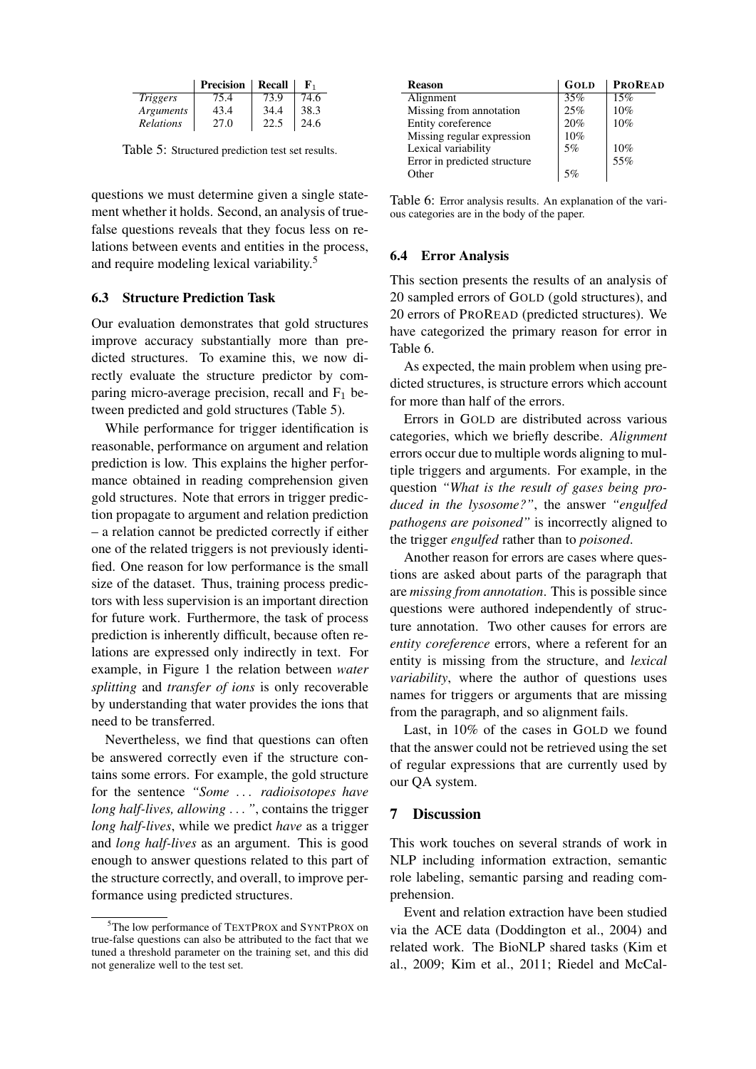| | Precision | Recall | $F_1$ |
|---|---|---|---|
| *Triggers* | 75.4 | 73.9 | 74.6 |
| *Arguments* | 43.4 | 34.4 | 38.3 |
| *Relations* | 27.0 | 22.5 | 24.6 |

Table 5: Structured prediction test set results.

questions we must determine given a single statement whether it holds. Second, an analysis of true-false questions reveals that they focus less on relations between events and entities in the process, and require modeling lexical variability.[5]

### 6.3 Structure Prediction Task

Our evaluation demonstrates that gold structures improve accuracy substantially more than predicted structures. To examine this, we now directly evaluate the structure predictor by comparing micro-average precision, recall and $F_1$ between predicted and gold structures (Table 5).

While performance for trigger identification is reasonable, performance on argument and relation prediction is low. This explains the higher performance obtained in reading comprehension given gold structures. Note that errors in trigger prediction propagate to argument and relation prediction – a relation cannot be predicted correctly if either one of the related triggers is not previously identified. One reason for low performance is the small size of the dataset. Thus, training process predictors with less supervision is an important direction for future work. Furthermore, the task of process prediction is inherently difficult, because often relations are expressed only indirectly in text. For example, in Figure 1 the relation between *water splitting* and *transfer of ions* is only recoverable by understanding that water provides the ions that need to be transferred.

Nevertheless, we find that questions can often be answered correctly even if the structure contains some errors. For example, the gold structure for the sentence *"Some ... radioisotopes have long half-lives, allowing ..."*, contains the trigger *long half-lives*, while we predict *have* as a trigger and *long half-lives* as an argument. This is good enough to answer questions related to this part of the structure correctly, and overall, to improve performance using predicted structures.

[5]The low performance of TEXTPROX and SYNTPROX on true-false questions can also be attributed to the fact that we tuned a threshold parameter on the training set, and this did not generalize well to the test set.

| Reason | GOLD | PROREAD |
|---|---|---|
| Alignment | 35% | 15% |
| Missing from annotation | 25% | 10% |
| Entity coreference | 20% | 10% |
| Missing regular expression | 10% | |
| Lexical variability | 5% | 10% |
| Error in predicted structure | | 55% |
| Other | 5% | |

Table 6: Error analysis results. An explanation of the various categories are in the body of the paper.

### 6.4 Error Analysis

This section presents the results of an analysis of 20 sampled errors of GOLD (gold structures), and 20 errors of PROREAD (predicted structures). We have categorized the primary reason for error in Table 6.

As expected, the main problem when using predicted structures, is structure errors which account for more than half of the errors.

Errors in GOLD are distributed across various categories, which we briefly describe. *Alignment* errors occur due to multiple words aligning to multiple triggers and arguments. For example, in the question *"What is the result of gases being produced in the lysosome?"*, the answer *"engulfed pathogens are poisoned"* is incorrectly aligned to the trigger *engulfed* rather than to *poisoned*.

Another reason for errors are cases where questions are asked about parts of the paragraph that are *missing from annotation*. This is possible since questions were authored independently of structure annotation. Two other causes for errors are *entity coreference* errors, where a referent for an entity is missing from the structure, and *lexical variability*, where the author of questions uses names for triggers or arguments that are missing from the paragraph, and so alignment fails.

Last, in 10% of the cases in GOLD we found that the answer could not be retrieved using the set of regular expressions that are currently used by our QA system.

## 7 Discussion

This work touches on several strands of work in NLP including information extraction, semantic role labeling, semantic parsing and reading comprehension.

Event and relation extraction have been studied via the ACE data (Doddington et al., 2004) and related work. The BioNLP shared tasks (Kim et al., 2009; Kim et al., 2011; Riedel and McCal-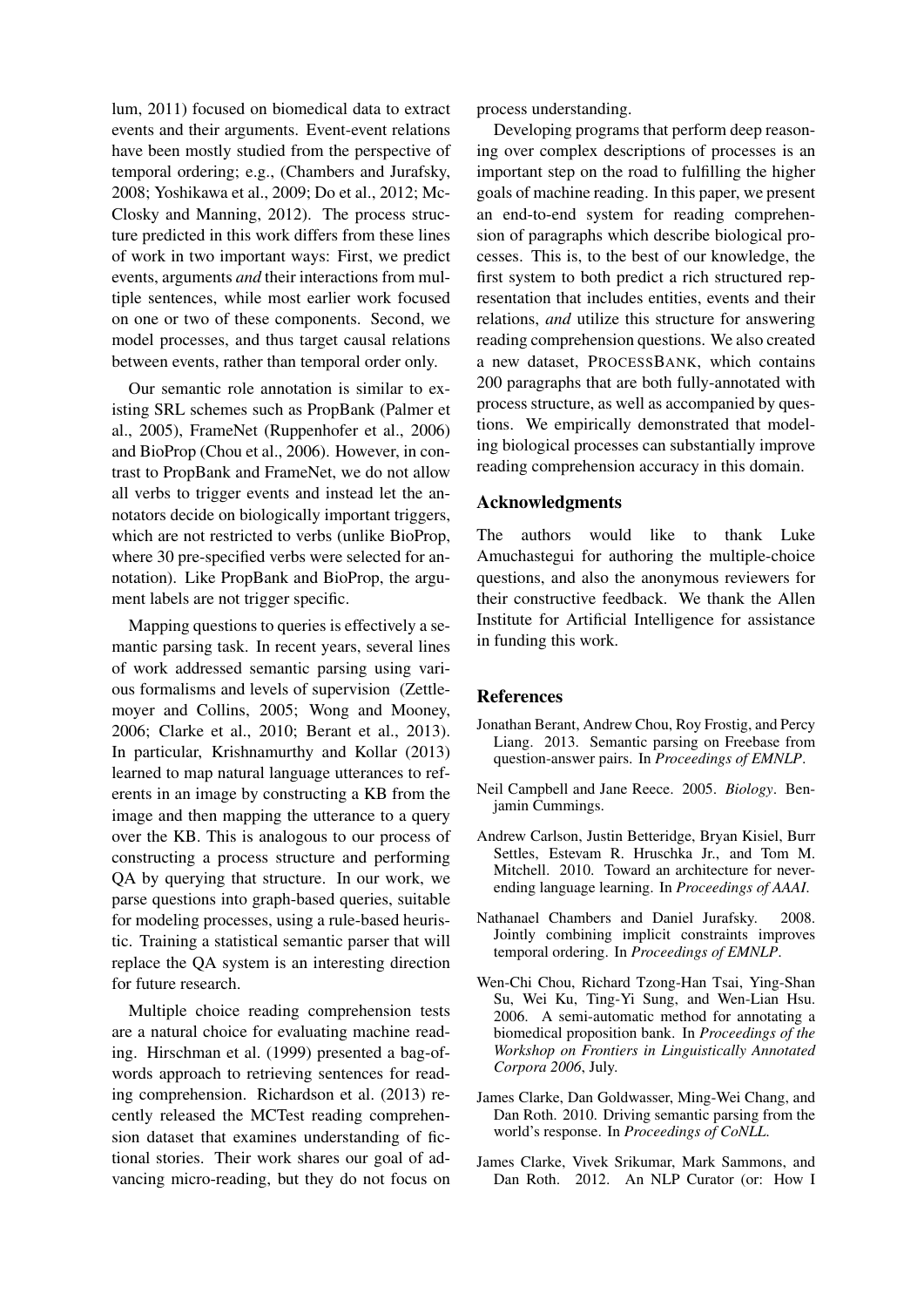lum, 2011) focused on biomedical data to extract events and their arguments. Event-event relations have been mostly studied from the perspective of temporal ordering; e.g., (Chambers and Jurafsky, 2008; Yoshikawa et al., 2009; Do et al., 2012; McClosky and Manning, 2012). The process structure predicted in this work differs from these lines of work in two important ways: First, we predict events, arguments *and* their interactions from multiple sentences, while most earlier work focused on one or two of these components. Second, we model processes, and thus target causal relations between events, rather than temporal order only.

Our semantic role annotation is similar to existing SRL schemes such as PropBank (Palmer et al., 2005), FrameNet (Ruppenhofer et al., 2006) and BioProp (Chou et al., 2006). However, in contrast to PropBank and FrameNet, we do not allow all verbs to trigger events and instead let the annotators decide on biologically important triggers, which are not restricted to verbs (unlike BioProp, where 30 pre-specified verbs were selected for annotation). Like PropBank and BioProp, the argument labels are not trigger specific.

Mapping questions to queries is effectively a semantic parsing task. In recent years, several lines of work addressed semantic parsing using various formalisms and levels of supervision (Zettlemoyer and Collins, 2005; Wong and Mooney, 2006; Clarke et al., 2010; Berant et al., 2013). In particular, Krishnamurthy and Kollar (2013) learned to map natural language utterances to referents in an image by constructing a KB from the image and then mapping the utterance to a query over the KB. This is analogous to our process of constructing a process structure and performing QA by querying that structure. In our work, we parse questions into graph-based queries, suitable for modeling processes, using a rule-based heuristic. Training a statistical semantic parser that will replace the QA system is an interesting direction for future research.

Multiple choice reading comprehension tests are a natural choice for evaluating machine reading. Hirschman et al. (1999) presented a bag-of-words approach to retrieving sentences for reading comprehension. Richardson et al. (2013) recently released the MCTest reading comprehension dataset that examines understanding of fictional stories. Their work shares our goal of advancing micro-reading, but they do not focus on process understanding.

Developing programs that perform deep reasoning over complex descriptions of processes is an important step on the road to fulfilling the higher goals of machine reading. In this paper, we present an end-to-end system for reading comprehension of paragraphs which describe biological processes. This is, to the best of our knowledge, the first system to both predict a rich structured representation that includes entities, events and their relations, *and* utilize this structure for answering reading comprehension questions. We also created a new dataset, PROCESSBANK, which contains 200 paragraphs that are both fully-annotated with process structure, as well as accompanied by questions. We empirically demonstrated that modeling biological processes can substantially improve reading comprehension accuracy in this domain.

## Acknowledgments

The authors would like to thank Luke Amuchastegui for authoring the multiple-choice questions, and also the anonymous reviewers for their constructive feedback. We thank the Allen Institute for Artificial Intelligence for assistance in funding this work.

## References

Jonathan Berant, Andrew Chou, Roy Frostig, and Percy Liang. 2013. Semantic parsing on Freebase from question-answer pairs. In *Proceedings of EMNLP*.

Neil Campbell and Jane Reece. 2005. *Biology*. Benjamin Cummings.

Andrew Carlson, Justin Betteridge, Bryan Kisiel, Burr Settles, Estevam R. Hruschka Jr., and Tom M. Mitchell. 2010. Toward an architecture for never-ending language learning. In *Proceedings of AAAI*.

Nathanael Chambers and Daniel Jurafsky. 2008. Jointly combining implicit constraints improves temporal ordering. In *Proceedings of EMNLP*.

Wen-Chi Chou, Richard Tzong-Han Tsai, Ying-Shan Su, Wei Ku, Ting-Yi Sung, and Wen-Lian Hsu. 2006. A semi-automatic method for annotating a biomedical proposition bank. In *Proceedings of the Workshop on Frontiers in Linguistically Annotated Corpora 2006*, July.

James Clarke, Dan Goldwasser, Ming-Wei Chang, and Dan Roth. 2010. Driving semantic parsing from the world's response. In *Proceedings of CoNLL*.

James Clarke, Vivek Srikumar, Mark Sammons, and Dan Roth. 2012. An NLP Curator (or: How I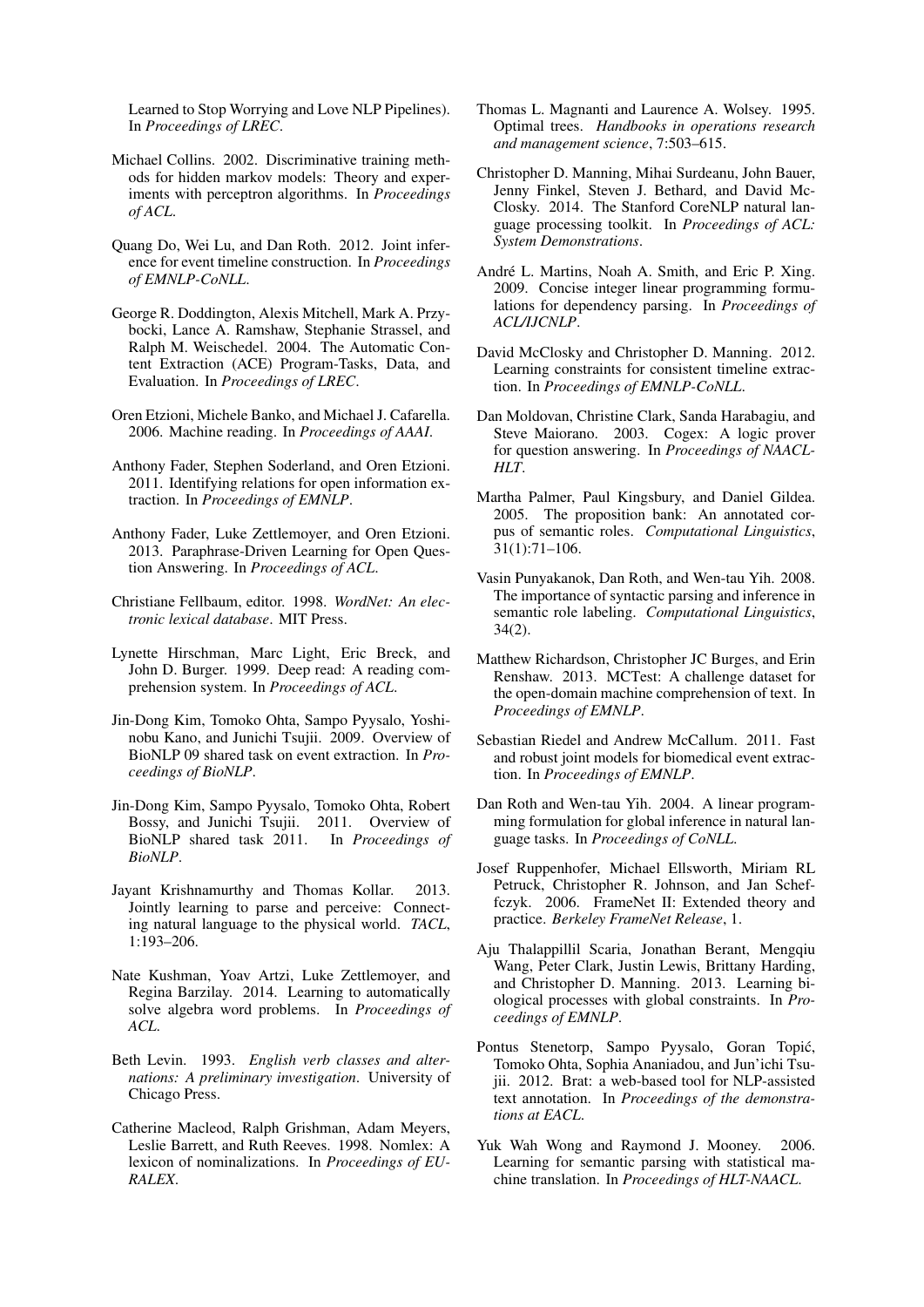Learned to Stop Worrying and Love NLP Pipelines). In *Proceedings of LREC*.

Michael Collins. 2002. Discriminative training methods for hidden markov models: Theory and experiments with perceptron algorithms. In *Proceedings of ACL*.

Quang Do, Wei Lu, and Dan Roth. 2012. Joint inference for event timeline construction. In *Proceedings of EMNLP-CoNLL*.

George R. Doddington, Alexis Mitchell, Mark A. Przybocki, Lance A. Ramshaw, Stephanie Strassel, and Ralph M. Weischedel. 2004. The Automatic Content Extraction (ACE) Program-Tasks, Data, and Evaluation. In *Proceedings of LREC*.

Oren Etzioni, Michele Banko, and Michael J. Cafarella. 2006. Machine reading. In *Proceedings of AAAI*.

Anthony Fader, Stephen Soderland, and Oren Etzioni. 2011. Identifying relations for open information extraction. In *Proceedings of EMNLP*.

Anthony Fader, Luke Zettlemoyer, and Oren Etzioni. 2013. Paraphrase-Driven Learning for Open Question Answering. In *Proceedings of ACL*.

Christiane Fellbaum, editor. 1998. *WordNet: An electronic lexical database*. MIT Press.

Lynette Hirschman, Marc Light, Eric Breck, and John D. Burger. 1999. Deep read: A reading comprehension system. In *Proceedings of ACL*.

Jin-Dong Kim, Tomoko Ohta, Sampo Pyysalo, Yoshinobu Kano, and Junichi Tsujii. 2009. Overview of BioNLP 09 shared task on event extraction. In *Proceedings of BioNLP*.

Jin-Dong Kim, Sampo Pyysalo, Tomoko Ohta, Robert Bossy, and Junichi Tsujii. 2011. Overview of BioNLP shared task 2011. In *Proceedings of BioNLP*.

Jayant Krishnamurthy and Thomas Kollar. 2013. Jointly learning to parse and perceive: Connecting natural language to the physical world. *TACL*, 1:193–206.

Nate Kushman, Yoav Artzi, Luke Zettlemoyer, and Regina Barzilay. 2014. Learning to automatically solve algebra word problems. In *Proceedings of ACL*.

Beth Levin. 1993. *English verb classes and alternations: A preliminary investigation*. University of Chicago Press.

Catherine Macleod, Ralph Grishman, Adam Meyers, Leslie Barrett, and Ruth Reeves. 1998. Nomlex: A lexicon of nominalizations. In *Proceedings of EURALEX*.

Thomas L. Magnanti and Laurence A. Wolsey. 1995. Optimal trees. *Handbooks in operations research and management science*, 7:503–615.

Christopher D. Manning, Mihai Surdeanu, John Bauer, Jenny Finkel, Steven J. Bethard, and David McClosky. 2014. The Stanford CoreNLP natural language processing toolkit. In *Proceedings of ACL: System Demonstrations*.

André L. Martins, Noah A. Smith, and Eric P. Xing. 2009. Concise integer linear programming formulations for dependency parsing. In *Proceedings of ACL/IJCNLP*.

David McClosky and Christopher D. Manning. 2012. Learning constraints for consistent timeline extraction. In *Proceedings of EMNLP-CoNLL*.

Dan Moldovan, Christine Clark, Sanda Harabagiu, and Steve Maiorano. 2003. Cogex: A logic prover for question answering. In *Proceedings of NAACL-HLT*.

Martha Palmer, Paul Kingsbury, and Daniel Gildea. 2005. The proposition bank: An annotated corpus of semantic roles. *Computational Linguistics*, 31(1):71–106.

Vasin Punyakanok, Dan Roth, and Wen-tau Yih. 2008. The importance of syntactic parsing and inference in semantic role labeling. *Computational Linguistics*, 34(2).

Matthew Richardson, Christopher JC Burges, and Erin Renshaw. 2013. MCTest: A challenge dataset for the open-domain machine comprehension of text. In *Proceedings of EMNLP*.

Sebastian Riedel and Andrew McCallum. 2011. Fast and robust joint models for biomedical event extraction. In *Proceedings of EMNLP*.

Dan Roth and Wen-tau Yih. 2004. A linear programming formulation for global inference in natural language tasks. In *Proceedings of CoNLL*.

Josef Ruppenhofer, Michael Ellsworth, Miriam RL Petruck, Christopher R. Johnson, and Jan Scheffczyk. 2006. FrameNet II: Extended theory and practice. *Berkeley FrameNet Release*, 1.

Aju Thalappillil Scaria, Jonathan Berant, Mengqiu Wang, Peter Clark, Justin Lewis, Brittany Harding, and Christopher D. Manning. 2013. Learning biological processes with global constraints. In *Proceedings of EMNLP*.

Pontus Stenetorp, Sampo Pyysalo, Goran Topić, Tomoko Ohta, Sophia Ananiadou, and Jun'ichi Tsujii. 2012. Brat: a web-based tool for NLP-assisted text annotation. In *Proceedings of the demonstrations at EACL*.

Yuk Wah Wong and Raymond J. Mooney. 2006. Learning for semantic parsing with statistical machine translation. In *Proceedings of HLT-NAACL*.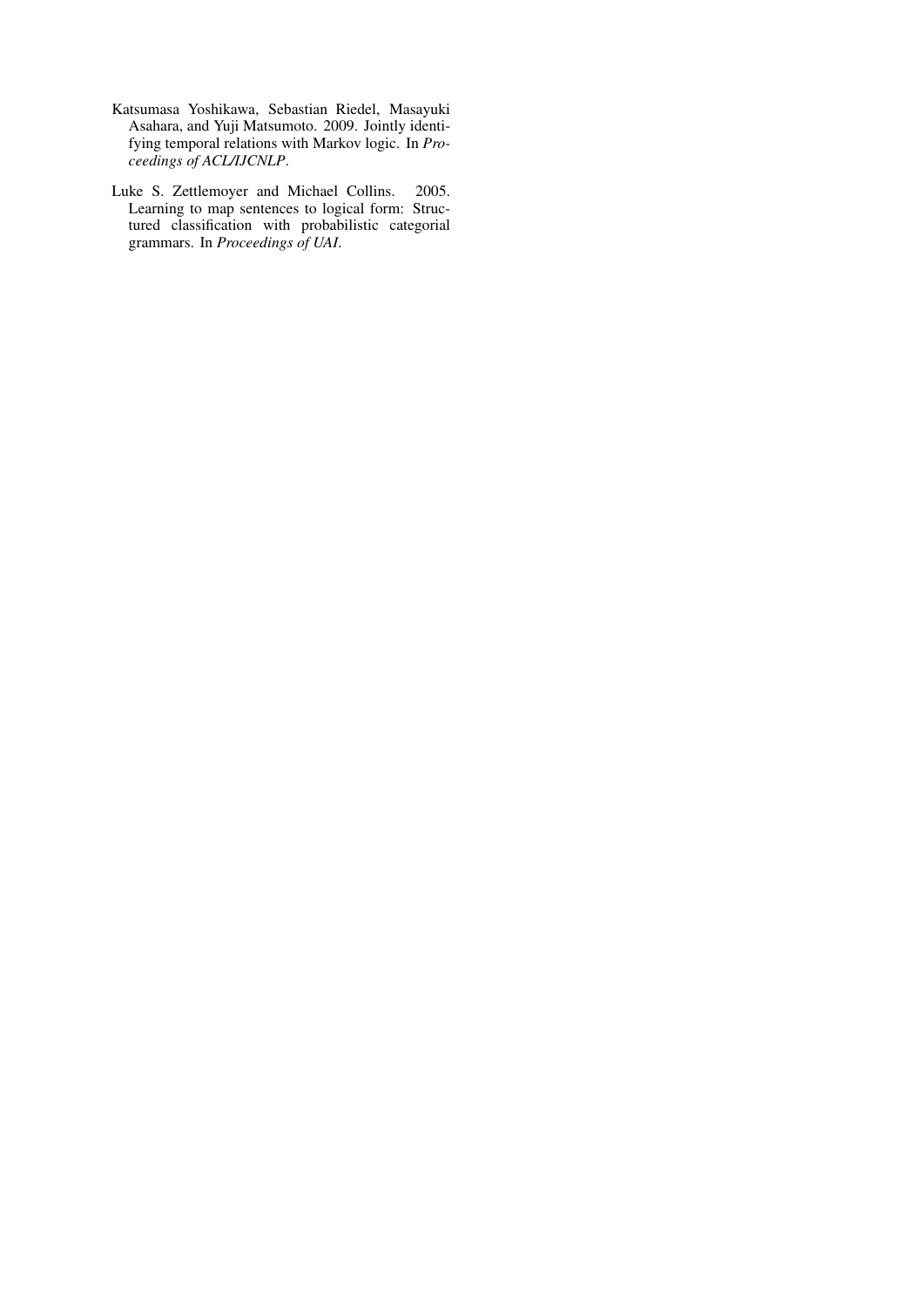Katsumasa Yoshikawa, Sebastian Riedel, Masayuki Asahara, and Yuji Matsumoto. 2009. Jointly identifying temporal relations with Markov logic. In *Proceedings of ACL/IJCNLP*.

Luke S. Zettlemoyer and Michael Collins. 2005. Learning to map sentences to logical form: Structured classification with probabilistic categorial grammars. In *Proceedings of UAI*.